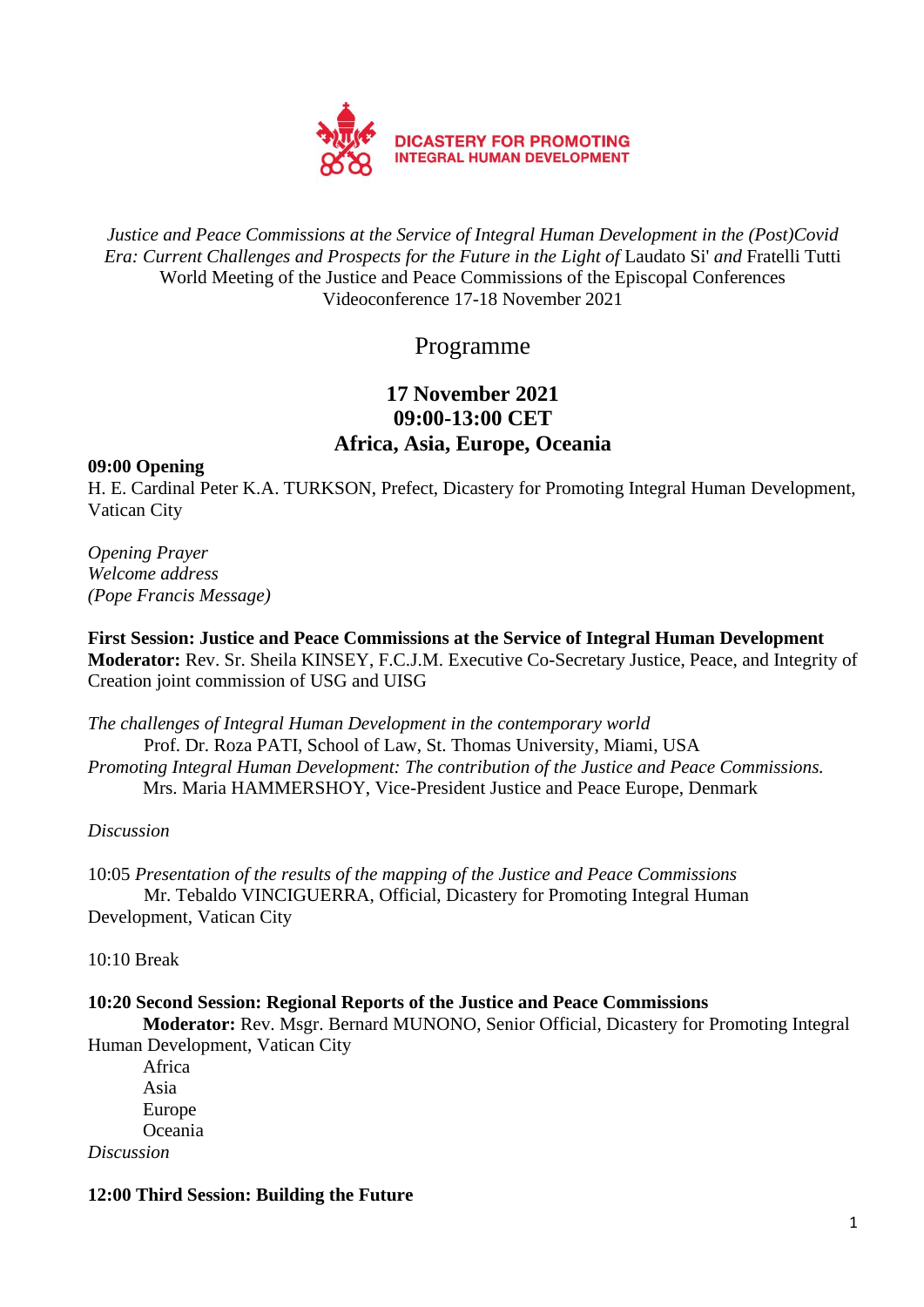DICASTERY FOR PROMOTING
INTEGRAL HUMAN DEVELOPMENT

*Justice and Peace Commissions at the Service of Integral Human Development in the (Post)Covid Era: Current Challenges and Prospects for the Future in the Light of* Laudato Si' *and* Fratelli Tutti
World Meeting of the Justice and Peace Commissions of the Episcopal Conferences
Videoconference 17-18 November 2021

# Programme

## 17 November 2021
## 09:00-13:00 CET
## Africa, Asia, Europe, Oceania

**09:00 Opening**
H. E. Cardinal Peter K.A. TURKSON, Prefect, Dicastery for Promoting Integral Human Development, Vatican City

*Opening Prayer*
*Welcome address*
*(Pope Francis Message)*

**First Session: Justice and Peace Commissions at the Service of Integral Human Development**
**Moderator:** Rev. Sr. Sheila KINSEY, F.C.J.M. Executive Co-Secretary Justice, Peace, and Integrity of Creation joint commission of USG and UISG

*The challenges of Integral Human Development in the contemporary world*
Prof. Dr. Roza PATI, School of Law, St. Thomas University, Miami, USA
*Promoting Integral Human Development: The contribution of the Justice and Peace Commissions.*
Mrs. Maria HAMMERSHOY, Vice-President Justice and Peace Europe, Denmark

*Discussion*

10:05 *Presentation of the results of the mapping of the Justice and Peace Commissions*
Mr. Tebaldo VINCIGUERRA, Official, Dicastery for Promoting Integral Human Development, Vatican City

10:10 Break

**10:20 Second Session: Regional Reports of the Justice and Peace Commissions**
**Moderator:** Rev. Msgr. Bernard MUNONO, Senior Official, Dicastery for Promoting Integral Human Development, Vatican City
Africa
Asia
Europe
Oceania
*Discussion*

**12:00 Third Session: Building the Future**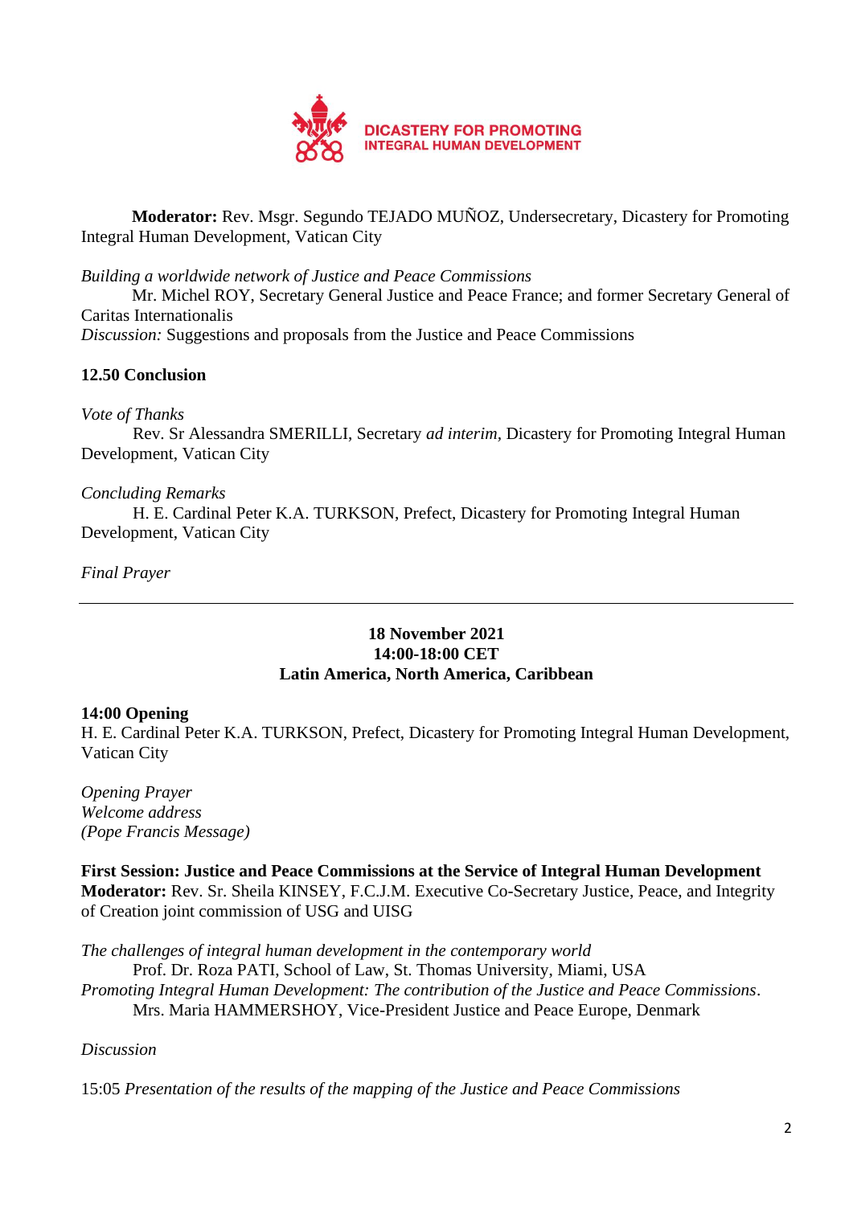**Moderator:** Rev. Msgr. Segundo TEJADO MUÑOZ, Undersecretary, Dicastery for Promoting Integral Human Development, Vatican City

*Building a worldwide network of Justice and Peace Commissions*
Mr. Michel ROY, Secretary General Justice and Peace France; and former Secretary General of Caritas Internationalis
*Discussion:* Suggestions and proposals from the Justice and Peace Commissions

**12.50 Conclusion**

*Vote of Thanks*
Rev. Sr Alessandra SMERILLI, Secretary *ad interim*, Dicastery for Promoting Integral Human Development, Vatican City

*Concluding Remarks*
H. E. Cardinal Peter K.A. TURKSON, Prefect, Dicastery for Promoting Integral Human Development, Vatican City

*Final Prayer*

---

**18 November 2021**
**14:00-18:00 CET**
**Latin America, North America, Caribbean**

**14:00 Opening**
H. E. Cardinal Peter K.A. TURKSON, Prefect, Dicastery for Promoting Integral Human Development, Vatican City

*Opening Prayer*
*Welcome address*
*(Pope Francis Message)*

**First Session: Justice and Peace Commissions at the Service of Integral Human Development**
**Moderator:** Rev. Sr. Sheila KINSEY, F.C.J.M. Executive Co-Secretary Justice, Peace, and Integrity of Creation joint commission of USG and UISG

*The challenges of integral human development in the contemporary world*
Prof. Dr. Roza PATI, School of Law, St. Thomas University, Miami, USA
*Promoting Integral Human Development: The contribution of the Justice and Peace Commissions*.
Mrs. Maria HAMMERSHOY, Vice-President Justice and Peace Europe, Denmark

*Discussion*

15:05 *Presentation of the results of the mapping of the Justice and Peace Commissions*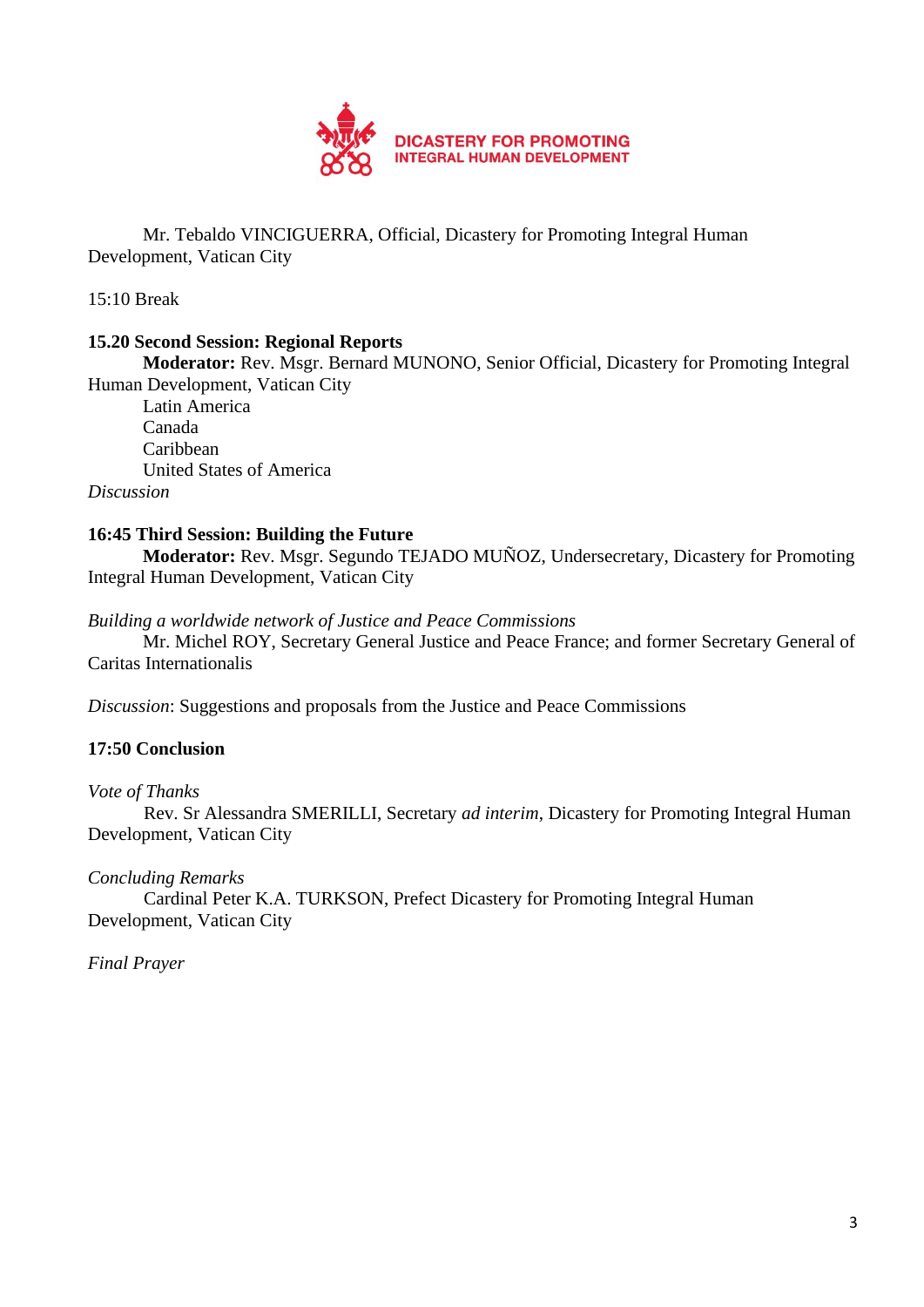Mr. Tebaldo VINCIGUERRA, Official, Dicastery for Promoting Integral Human Development, Vatican City

15:10 Break

**15.20 Second Session: Regional Reports**

**Moderator:** Rev. Msgr. Bernard MUNONO, Senior Official, Dicastery for Promoting Integral Human Development, Vatican City

Latin America
Canada
Caribbean
United States of America

*Discussion*

**16:45 Third Session: Building the Future**

**Moderator:** Rev. Msgr. Segundo TEJADO MUÑOZ, Undersecretary, Dicastery for Promoting Integral Human Development, Vatican City

*Building a worldwide network of Justice and Peace Commissions*

Mr. Michel ROY, Secretary General Justice and Peace France; and former Secretary General of Caritas Internationalis

*Discussion*: Suggestions and proposals from the Justice and Peace Commissions

**17:50 Conclusion**

*Vote of Thanks*

Rev. Sr Alessandra SMERILLI, Secretary *ad interim*, Dicastery for Promoting Integral Human Development, Vatican City

*Concluding Remarks*

Cardinal Peter K.A. TURKSON, Prefect Dicastery for Promoting Integral Human Development, Vatican City

*Final Prayer*